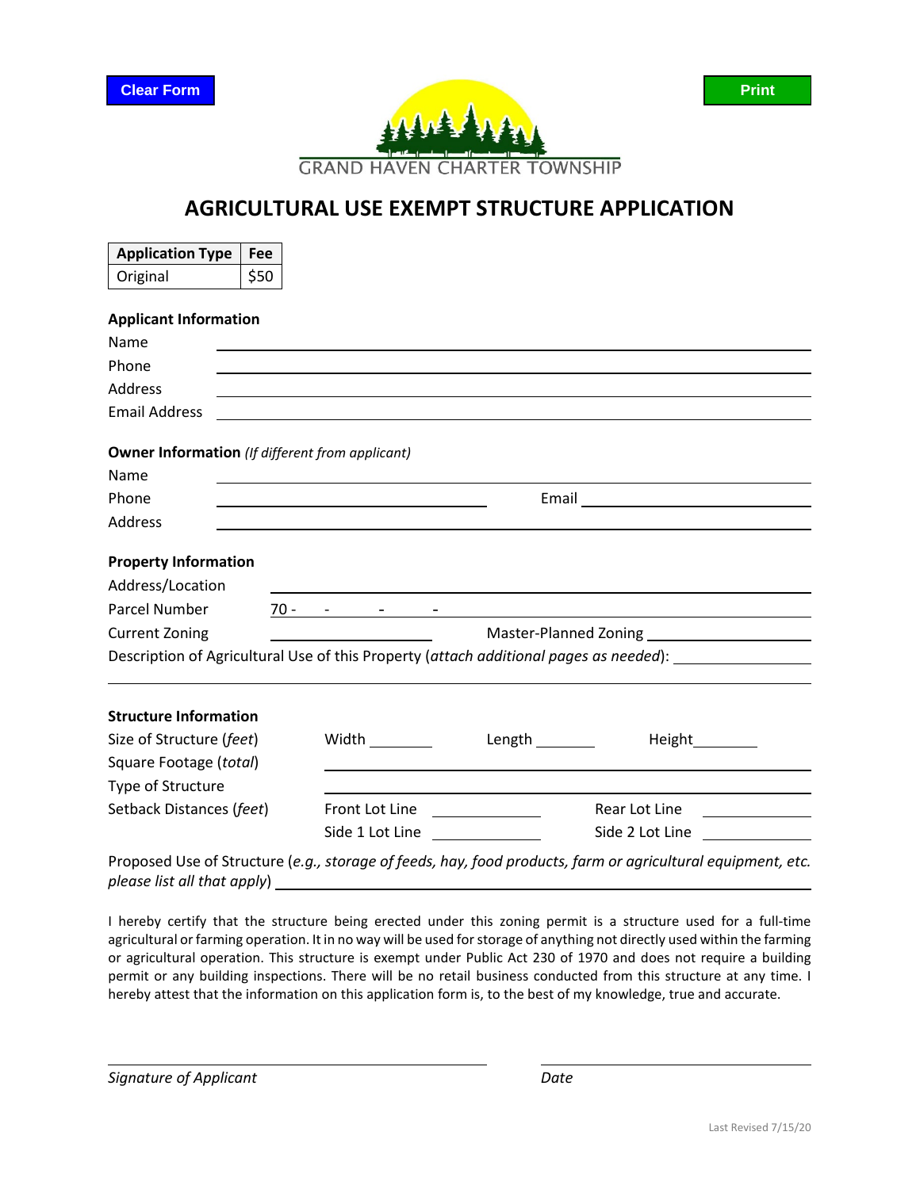Clear Form

Print

GRAND HAVEN CHARTER TOWNSHIP

# AGRICULTURAL USE EXEMPT STRUCTURE APPLICATION

| Application Type | Fee |
| --- | --- |
| Original | $50 |

**Applicant Information**

Name ______________________________

Phone ______________________________

Address ______________________________

Email Address ______________________________

**Owner Information** *(If different from applicant)*

Name ______________________________

Phone ______________________ Email ______________________

Address ______________________________

**Property Information**

Address/Location ______________________________

Parcel Number 70 - &nbsp; - &nbsp; - &nbsp; - ______________________________

Current Zoning ______________________ Master-Planned Zoning ______________________

Description of Agricultural Use of this Property (*attach additional pages as needed*): ______________________

______________________________

**Structure Information**

Size of Structure (*feet*) Width ________ Length ________ Height________

Square Footage (*total*) ______________________________

Type of Structure ______________________________

Setback Distances (*feet*) Front Lot Line ____________ Rear Lot Line ____________

Side 1 Lot Line ____________ Side 2 Lot Line ____________

Proposed Use of Structure (*e.g., storage of feeds, hay, food products, farm or agricultural equipment, etc. please list all that apply*) ______________________________

I hereby certify that the structure being erected under this zoning permit is a structure used for a full-time agricultural or farming operation. It in no way will be used for storage of anything not directly used within the farming or agricultural operation. This structure is exempt under Public Act 230 of 1970 and does not require a building permit or any building inspections. There will be no retail business conducted from this structure at any time. I hereby attest that the information on this application form is, to the best of my knowledge, true and accurate.

______________________________ ______________________________

*Signature of Applicant* *Date*

Last Revised 7/15/20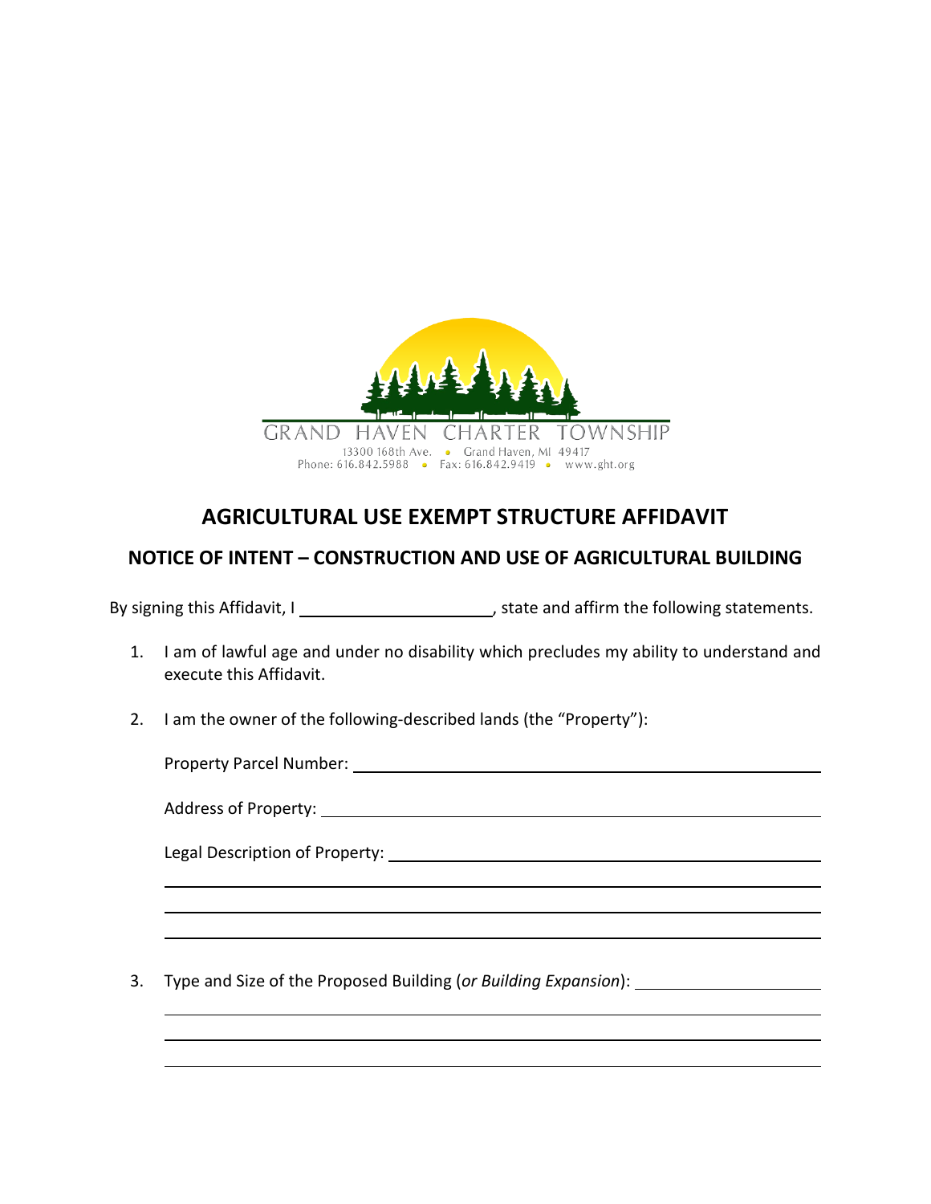GRAND HAVEN CHARTER TOWNSHIP
13300 168th Ave. • Grand Haven, MI 49417
Phone: 616.842.5988 • Fax: 616.842.9419 • www.ght.org

# AGRICULTURAL USE EXEMPT STRUCTURE AFFIDAVIT

## NOTICE OF INTENT – CONSTRUCTION AND USE OF AGRICULTURAL BUILDING

By signing this Affidavit, I ______________________, state and affirm the following statements.

1. I am of lawful age and under no disability which precludes my ability to understand and execute this Affidavit.

2. I am the owner of the following-described lands (the "Property"):

   Property Parcel Number: ________________________________________________

   Address of Property: __________________________________________________

   Legal Description of Property: ___________________________________________

   ______________________________________________________________________

   ______________________________________________________________________

   ______________________________________________________________________

3. Type and Size of the Proposed Building (*or Building Expansion*): ____________________

   ______________________________________________________________________

   ______________________________________________________________________

   ______________________________________________________________________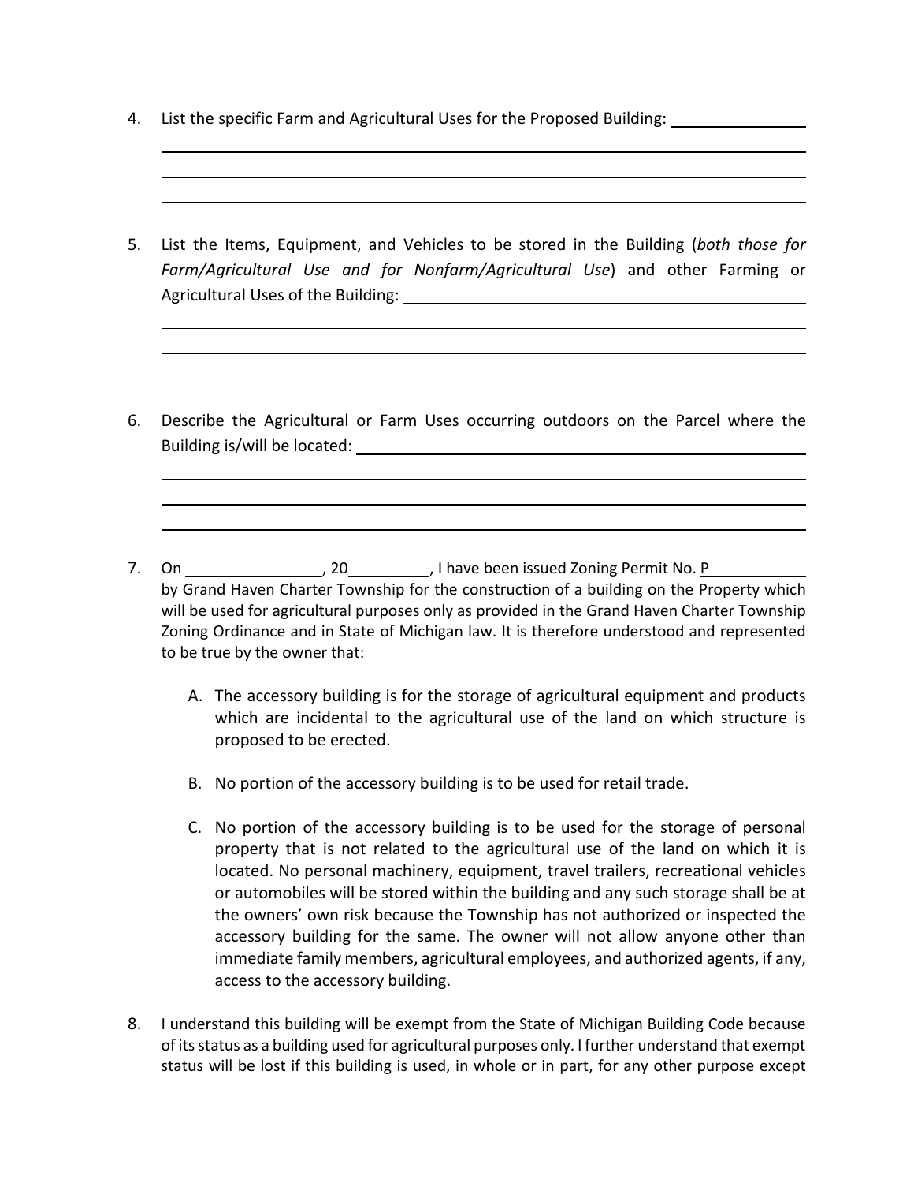4. List the specific Farm and Agricultural Uses for the Proposed Building: ________________
_______________________________________________________________________________
_______________________________________________________________________________
_______________________________________________________________________________

5. List the Items, Equipment, and Vehicles to be stored in the Building (*both those for Farm/Agricultural Use and for Nonfarm/Agricultural Use*) and other Farming or Agricultural Uses of the Building: ________________________________________________
_______________________________________________________________________________
_______________________________________________________________________________
_______________________________________________________________________________

6. Describe the Agricultural or Farm Uses occurring outdoors on the Parcel where the Building is/will be located: ________________________________________________
_______________________________________________________________________________
_______________________________________________________________________________
_______________________________________________________________________________

7. On ________________, 20_________, I have been issued Zoning Permit No. P___________ by Grand Haven Charter Township for the construction of a building on the Property which will be used for agricultural purposes only as provided in the Grand Haven Charter Township Zoning Ordinance and in State of Michigan law. It is therefore understood and represented to be true by the owner that:

   A. The accessory building is for the storage of agricultural equipment and products which are incidental to the agricultural use of the land on which structure is proposed to be erected.

   B. No portion of the accessory building is to be used for retail trade.

   C. No portion of the accessory building is to be used for the storage of personal property that is not related to the agricultural use of the land on which it is located. No personal machinery, equipment, travel trailers, recreational vehicles or automobiles will be stored within the building and any such storage shall be at the owners' own risk because the Township has not authorized or inspected the accessory building for the same. The owner will not allow anyone other than immediate family members, agricultural employees, and authorized agents, if any, access to the accessory building.

8. I understand this building will be exempt from the State of Michigan Building Code because of its status as a building used for agricultural purposes only. I further understand that exempt status will be lost if this building is used, in whole or in part, for any other purpose except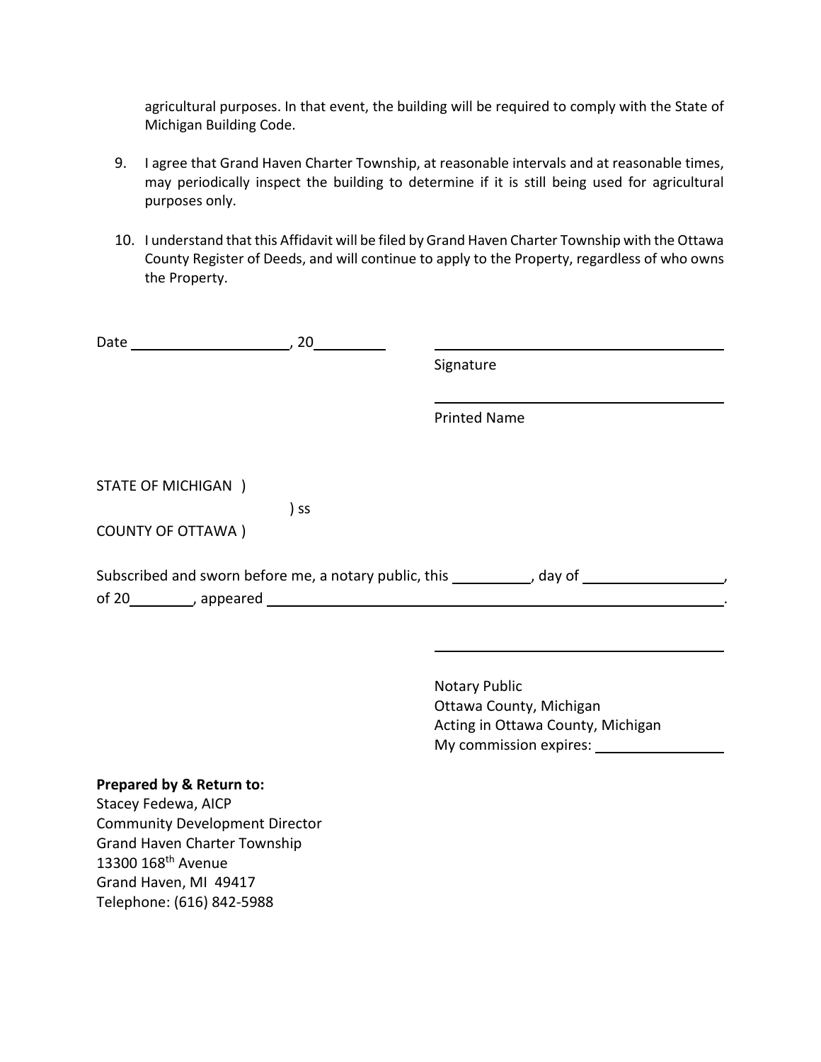agricultural purposes. In that event, the building will be required to comply with the State of Michigan Building Code.

9. I agree that Grand Haven Charter Township, at reasonable intervals and at reasonable times, may periodically inspect the building to determine if it is still being used for agricultural purposes only.

10. I understand that this Affidavit will be filed by Grand Haven Charter Township with the Ottawa County Register of Deeds, and will continue to apply to the Property, regardless of who owns the Property.

Date ____________________, 20_________

________________________________________
Signature

________________________________________
Printed Name

STATE OF MICHIGAN )
) ss
COUNTY OF OTTAWA )

Subscribed and sworn before me, a notary public, this __________, day of __________________, of 20________, appeared ____________________________________________________________.

________________________________________

Notary Public
Ottawa County, Michigan
Acting in Ottawa County, Michigan
My commission expires: ________________

**Prepared by & Return to:**
Stacey Fedewa, AICP
Community Development Director
Grand Haven Charter Township
13300 168th Avenue
Grand Haven, MI 49417
Telephone: (616) 842-5988